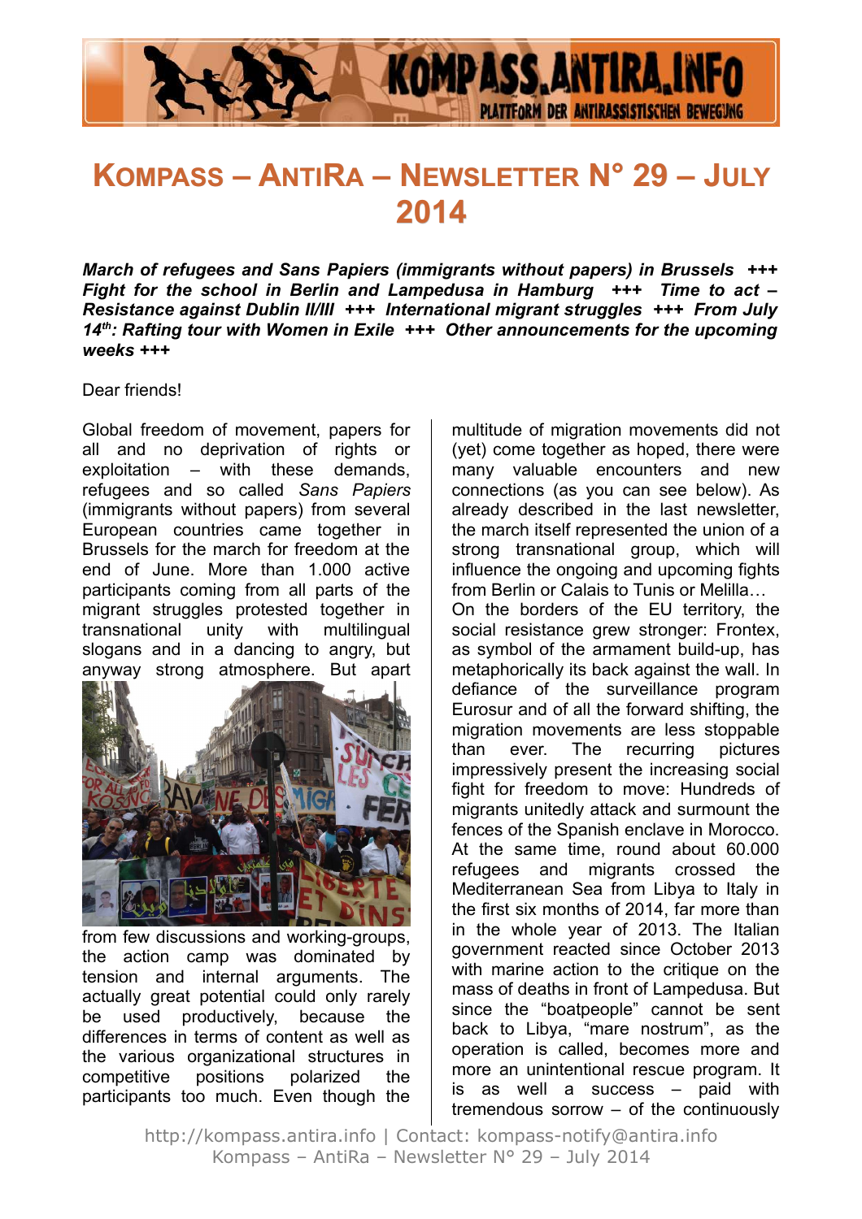# Kompass – AntiRa – Newsletter N° 29 – July 2014

***March of refugees and Sans Papiers (immigrants without papers) in Brussels +++ Fight for the school in Berlin and Lampedusa in Hamburg +++ Time to act – Resistance against Dublin II/III +++ International migrant struggles +++ From July 14th: Rafting tour with Women in Exile +++ Other announcements for the upcoming weeks +++***

Dear friends!

Global freedom of movement, papers for all and no deprivation of rights or exploitation – with these demands, refugees and so called *Sans Papiers* (immigrants without papers) from several European countries came together in Brussels for the march for freedom at the end of June. More than 1.000 active participants coming from all parts of the migrant struggles protested together in transnational unity with multilingual slogans and in a dancing to angry, but anyway strong atmosphere. But apart from few discussions and working-groups, the action camp was dominated by tension and internal arguments. The actually great potential could only rarely be used productively, because the differences in terms of content as well as the various organizational structures in competitive positions polarized the participants too much. Even though the multitude of migration movements did not (yet) come together as hoped, there were many valuable encounters and new connections (as you can see below). As already described in the last newsletter, the march itself represented the union of a strong transnational group, which will influence the ongoing and upcoming fights from Berlin or Calais to Tunis or Melilla…

On the borders of the EU territory, the social resistance grew stronger: Frontex, as symbol of the armament build-up, has metaphorically its back against the wall. In defiance of the surveillance program Eurosur and of all the forward shifting, the migration movements are less stoppable than ever. The recurring pictures impressively present the increasing social fight for freedom to move: Hundreds of migrants unitedly attack and surmount the fences of the Spanish enclave in Morocco. At the same time, round about 60.000 refugees and migrants crossed the Mediterranean Sea from Libya to Italy in the first six months of 2014, far more than in the whole year of 2013. The Italian government reacted since October 2013 with marine action to the critique on the mass of deaths in front of Lampedusa. But since the "boatpeople" cannot be sent back to Libya, "mare nostrum", as the operation is called, becomes more and more an unintentional rescue program. It is as well a success – paid with tremendous sorrow – of the continuously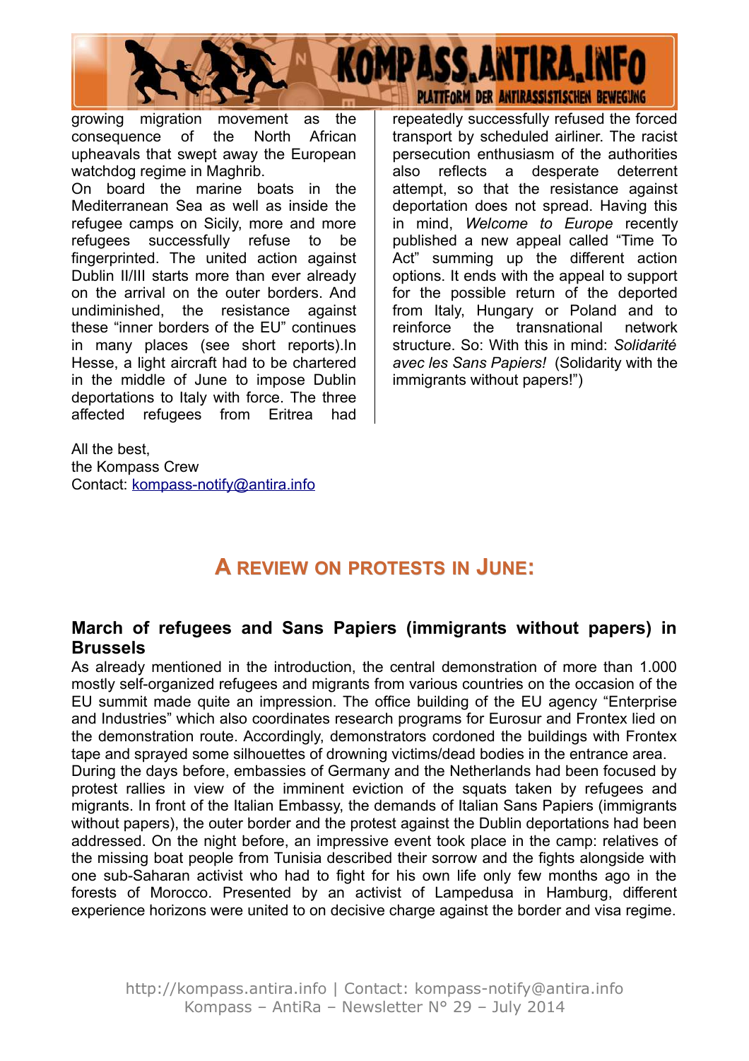growing migration movement as the consequence of the North African upheavals that swept away the European watchdog regime in Maghrib.
On board the marine boats in the Mediterranean Sea as well as inside the refugee camps on Sicily, more and more refugees successfully refuse to be fingerprinted. The united action against Dublin II/III starts more than ever already on the arrival on the outer borders. And undiminished, the resistance against these “inner borders of the EU” continues in many places (see short reports).In Hesse, a light aircraft had to be chartered in the middle of June to impose Dublin deportations to Italy with force. The three affected refugees from Eritrea had repeatedly successfully refused the forced transport by scheduled airliner. The racist persecution enthusiasm of the authorities also reflects a desperate deterrent attempt, so that the resistance against deportation does not spread. Having this in mind, *Welcome to Europe* recently published a new appeal called “Time To Act” summing up the different action options. It ends with the appeal to support for the possible return of the deported from Italy, Hungary or Poland and to reinforce the transnational network structure. So: With this in mind: *Solidarité avec les Sans Papiers!* (Solidarity with the immigrants without papers!”)

All the best,
the Kompass Crew
Contact: kompass-notify@antira.info

## A Review on Protests in June:

### March of refugees and Sans Papiers (immigrants without papers) in Brussels

As already mentioned in the introduction, the central demonstration of more than 1.000 mostly self-organized refugees and migrants from various countries on the occasion of the EU summit made quite an impression. The office building of the EU agency “Enterprise and Industries” which also coordinates research programs for Eurosur and Frontex lied on the demonstration route. Accordingly, demonstrators cordoned the buildings with Frontex tape and sprayed some silhouettes of drowning victims/dead bodies in the entrance area.
During the days before, embassies of Germany and the Netherlands had been focused by protest rallies in view of the imminent eviction of the squats taken by refugees and migrants. In front of the Italian Embassy, the demands of Italian Sans Papiers (immigrants without papers), the outer border and the protest against the Dublin deportations had been addressed. On the night before, an impressive event took place in the camp: relatives of the missing boat people from Tunisia described their sorrow and the fights alongside with one sub-Saharan activist who had to fight for his own life only few months ago in the forests of Morocco. Presented by an activist of Lampedusa in Hamburg, different experience horizons were united to on decisive charge against the border and visa regime.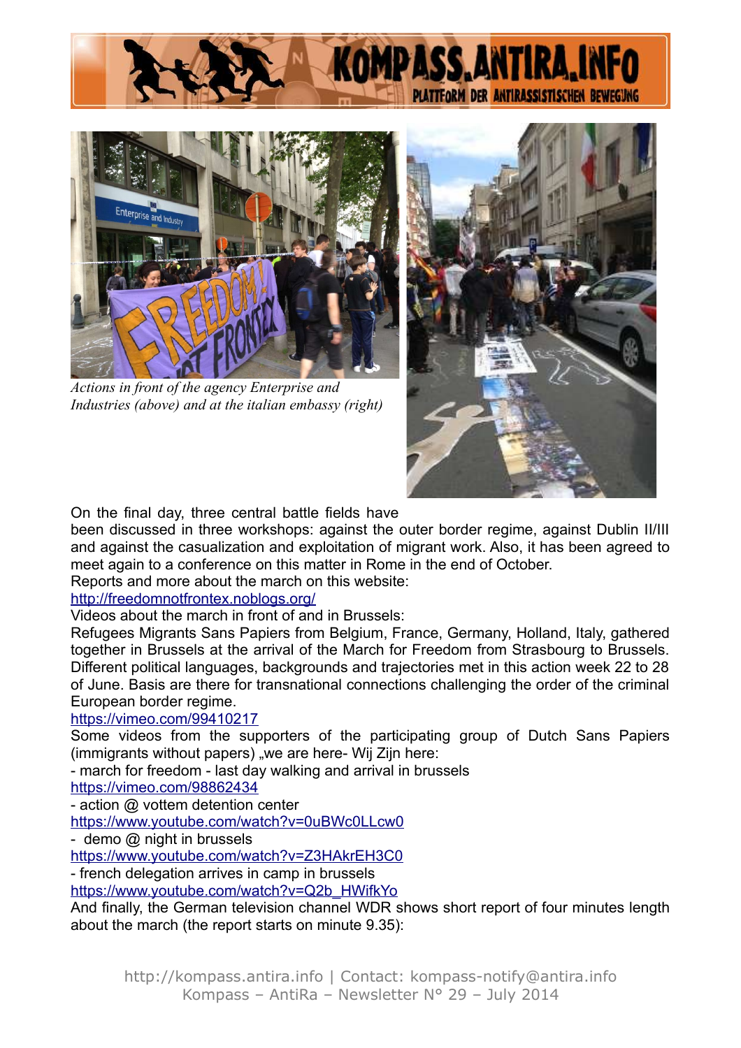*Actions in front of the agency Enterprise and Industries (above) and at the italian embassy (right)*

On the final day, three central battle fields have been discussed in three workshops: against the outer border regime, against Dublin II/III and against the casualization and exploitation of migrant work. Also, it has been agreed to meet again to a conference on this matter in Rome in the end of October.
Reports and more about the march on this website:
http://freedomnotfrontex.noblogs.org/
Videos about the march in front of and in Brussels:
Refugees Migrants Sans Papiers from Belgium, France, Germany, Holland, Italy, gathered together in Brussels at the arrival of the March for Freedom from Strasbourg to Brussels. Different political languages, backgrounds and trajectories met in this action week 22 to 28 of June. Basis are there for transnational connections challenging the order of the criminal European border regime.
https://vimeo.com/99410217
Some videos from the supporters of the participating group of Dutch Sans Papiers (immigrants without papers) „we are here- Wij Zijn here:
- march for freedom - last day walking and arrival in brussels
https://vimeo.com/98862434
- action @ vottem detention center
https://www.youtube.com/watch?v=0uBWc0LLcw0
- demo @ night in brussels
https://www.youtube.com/watch?v=Z3HAkrEH3C0
- french delegation arrives in camp in brussels
https://www.youtube.com/watch?v=Q2b_HWifkYo
And finally, the German television channel WDR shows short report of four minutes length about the march (the report starts on minute 9.35):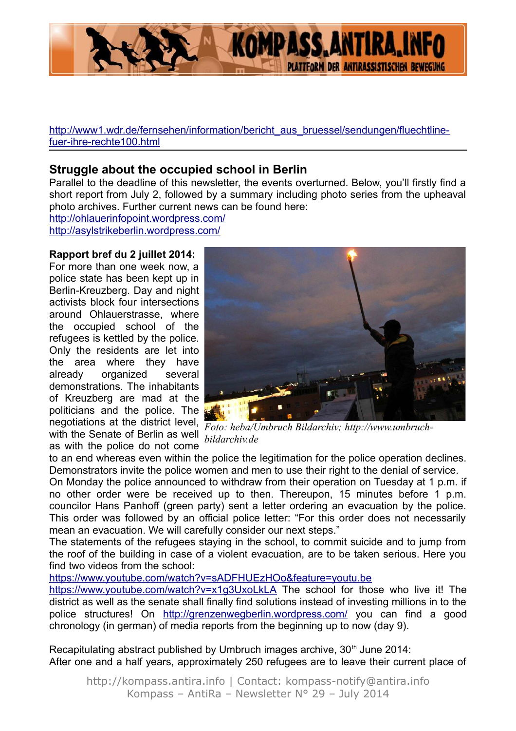http://www1.wdr.de/fernsehen/information/bericht_aus_bruessel/sendungen/fluechtline-fuer-ihre-rechte100.html

## Struggle about the occupied school in Berlin

Parallel to the deadline of this newsletter, the events overturned. Below, you'll firstly find a short report from July 2, followed by a summary including photo series from the upheaval photo archives. Further current news can be found here:
http://ohlauerinfopoint.wordpress.com/
http://asylstrikeberlin.wordpress.com/

**Rapport bref du 2 juillet 2014:**
For more than one week now, a police state has been kept up in Berlin-Kreuzberg. Day and night activists block four intersections around Ohlauerstrasse, where the occupied school of the refugees is kettled by the police. Only the residents are let into the area where they have already organized several demonstrations. The inhabitants of Kreuzberg are mad at the politicians and the police. The negotiations at the district level, with the Senate of Berlin as well as with the police do not come to an end whereas even within the police the legitimation for the police operation declines. Demonstrators invite the police women and men to use their right to the denial of service.

*Foto: heba/Umbruch Bildarchiv; http://www.umbruch-bildarchiv.de*

On Monday the police announced to withdraw from their operation on Tuesday at 1 p.m. if no other order were be received up to then. Thereupon, 15 minutes before 1 p.m. councilor Hans Panhoff (green party) sent a letter ordering an evacuation by the police. This order was followed by an official police letter: "For this order does not necessarily mean an evacuation. We will carefully consider our next steps."
The statements of the refugees staying in the school, to commit suicide and to jump from the roof of the building in case of a violent evacuation, are to be taken serious. Here you find two videos from the school:
https://www.youtube.com/watch?v=sADFHUEzHOo&feature=youtu.be
https://www.youtube.com/watch?v=x1g3UxoLkLA The school for those who live it! The district as well as the senate shall finally find solutions instead of investing millions in to the police structures! On http://grenzenwegberlin.wordpress.com/ you can find a good chronology (in german) of media reports from the beginning up to now (day 9).

Recapitulating abstract published by Umbruch images archive, 30th June 2014:
After one and a half years, approximately 250 refugees are to leave their current place of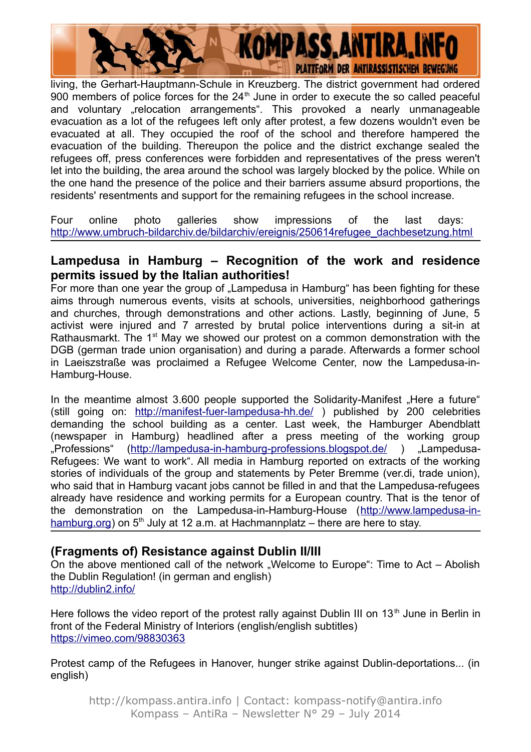living, the Gerhart-Hauptmann-Schule in Kreuzberg. The district government had ordered 900 members of police forces for the 24th June in order to execute the so called peaceful and voluntary „relocation arrangements". This provoked a nearly unmanageable evacuation as a lot of the refugees left only after protest, a few dozens wouldn't even be evacuated at all. They occupied the roof of the school and therefore hampered the evacuation of the building. Thereupon the police and the district exchange sealed the refugees off, press conferences were forbidden and representatives of the press weren't let into the building, the area around the school was largely blocked by the police. While on the one hand the presence of the police and their barriers assume absurd proportions, the residents' resentments and support for the remaining refugees in the school increase.

Four online photo galleries show impressions of the last days: http://www.umbruch-bildarchiv.de/bildarchiv/ereignis/250614refugee_dachbesetzung.html

---

## Lampedusa in Hamburg – Recognition of the work and residence permits issued by the Italian authorities!

For more than one year the group of „Lampedusa in Hamburg" has been fighting for these aims through numerous events, visits at schools, universities, neighborhood gatherings and churches, through demonstrations and other actions. Lastly, beginning of June, 5 activist were injured and 7 arrested by brutal police interventions during a sit-in at Rathausmarkt. The 1st May we showed our protest on a common demonstration with the DGB (german trade union organisation) and during a parade. Afterwards a former school in Laeiszstraße was proclaimed a Refugee Welcome Center, now the Lampedusa-in-Hamburg-House.

In the meantime almost 3.600 people supported the Solidarity-Manifest „Here a future" (still going on: http://manifest-fuer-lampedusa-hh.de/ ) published by 200 celebrities demanding the school building as a center. Last week, the Hamburger Abendblatt (newspaper in Hamburg) headlined after a press meeting of the working group „Professions" (http://lampedusa-in-hamburg-professions.blogspot.de/ ) „Lampedusa-Refugees: We want to work". All media in Hamburg reported on extracts of the working stories of individuals of the group and statements by Peter Bremme (ver.di, trade union), who said that in Hamburg vacant jobs cannot be filled in and that the Lampedusa-refugees already have residence and working permits for a European country. That is the tenor of the demonstration on the Lampedusa-in-Hamburg-House (http://www.lampedusa-in-hamburg.org) on 5th July at 12 a.m. at Hachmannplatz – there are here to stay.

---

## (Fragments of) Resistance against Dublin II/III

On the above mentioned call of the network „Welcome to Europe": Time to Act – Abolish the Dublin Regulation! (in german and english)
http://dublin2.info/

Here follows the video report of the protest rally against Dublin III on 13th June in Berlin in front of the Federal Ministry of Interiors (english/english subtitles)
https://vimeo.com/98830363

Protest camp of the Refugees in Hanover, hunger strike against Dublin-deportations... (in english)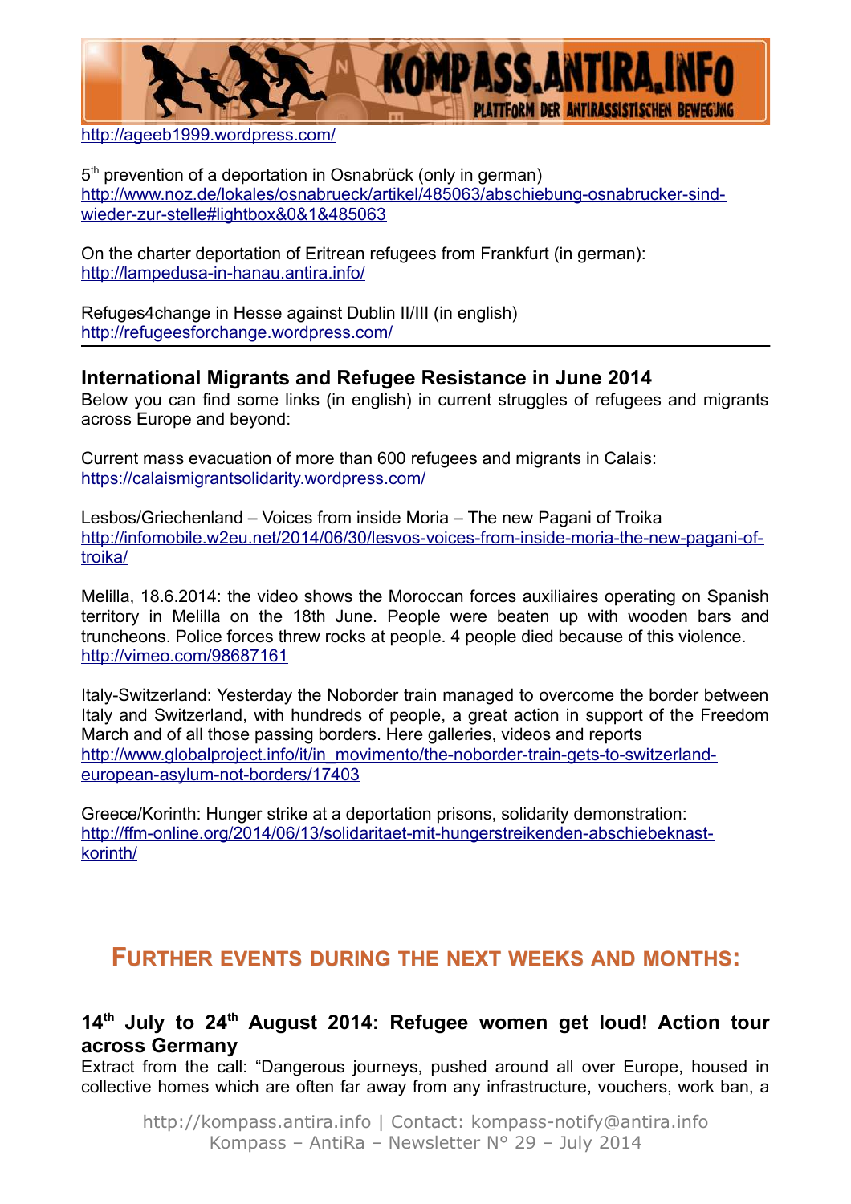http://ageeb1999.wordpress.com/

5th prevention of a deportation in Osnabrück (only in german)
http://www.noz.de/lokales/osnabrueck/artikel/485063/abschiebung-osnabrucker-sind-wieder-zur-stelle#lightbox&0&1&485063

On the charter deportation of Eritrean refugees from Frankfurt (in german):
http://lampedusa-in-hanau.antira.info/

Refuges4change in Hesse against Dublin II/III (in english)
http://refugeesforchange.wordpress.com/

---

### International Migrants and Refugee Resistance in June 2014

Below you can find some links (in english) in current struggles of refugees and migrants across Europe and beyond:

Current mass evacuation of more than 600 refugees and migrants in Calais:
https://calaismigrantsolidarity.wordpress.com/

Lesbos/Griechenland – Voices from inside Moria – The new Pagani of Troika
http://infomobile.w2eu.net/2014/06/30/lesvos-voices-from-inside-moria-the-new-pagani-of-troika/

Melilla, 18.6.2014: the video shows the Moroccan forces auxiliaires operating on Spanish territory in Melilla on the 18th June. People were beaten up with wooden bars and truncheons. Police forces threw rocks at people. 4 people died because of this violence.
http://vimeo.com/98687161

Italy-Switzerland: Yesterday the Noborder train managed to overcome the border between Italy and Switzerland, with hundreds of people, a great action in support of the Freedom March and of all those passing borders. Here galleries, videos and reports
http://www.globalproject.info/it/in_movimento/the-noborder-train-gets-to-switzerland-european-asylum-not-borders/17403

Greece/Korinth: Hunger strike at a deportation prisons, solidarity demonstration:
http://ffm-online.org/2014/06/13/solidaritaet-mit-hungerstreikenden-abschiebeknast-korinth/

## Further events during the next weeks and months:

### 14th July to 24th August 2014: Refugee women get loud! Action tour across Germany

Extract from the call: "Dangerous journeys, pushed around all over Europe, housed in collective homes which are often far away from any infrastructure, vouchers, work ban, a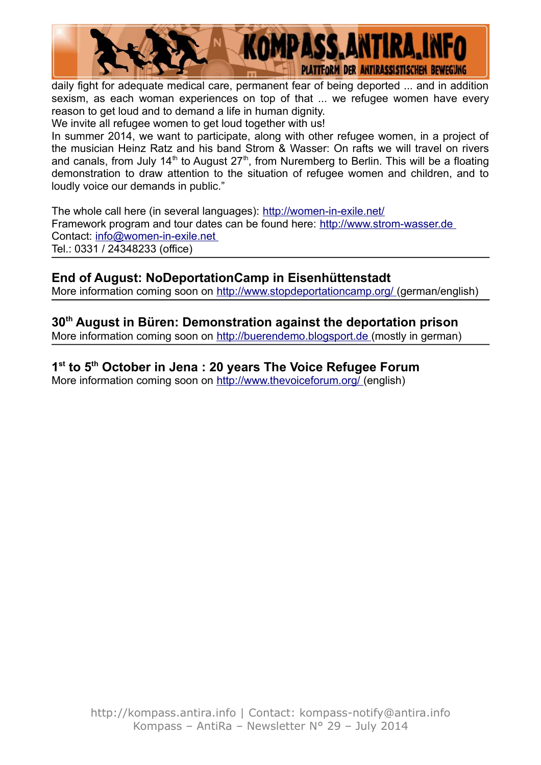daily fight for adequate medical care, permanent fear of being deported ... and in addition sexism, as each woman experiences on top of that ... we refugee women have every reason to get loud and to demand a life in human dignity.
We invite all refugee women to get loud together with us!
In summer 2014, we want to participate, along with other refugee women, in a project of the musician Heinz Ratz and his band Strom & Wasser: On rafts we will travel on rivers and canals, from July 14th to August 27th, from Nuremberg to Berlin. This will be a floating demonstration to draw attention to the situation of refugee women and children, and to loudly voice our demands in public."

The whole call here (in several languages): http://women-in-exile.net/
Framework program and tour dates can be found here: http://www.strom-wasser.de
Contact: info@women-in-exile.net
Tel.: 0331 / 24348233 (office)

---

### End of August: NoDeportationCamp in Eisenhüttenstadt

More information coming soon on http://www.stopdeportationcamp.org/ (german/english)

---

### 30th August in Büren: Demonstration against the deportation prison

More information coming soon on http://buerendemo.blogsport.de (mostly in german)

---

### 1st to 5th October in Jena : 20 years The Voice Refugee Forum

More information coming soon on http://www.thevoiceforum.org/ (english)